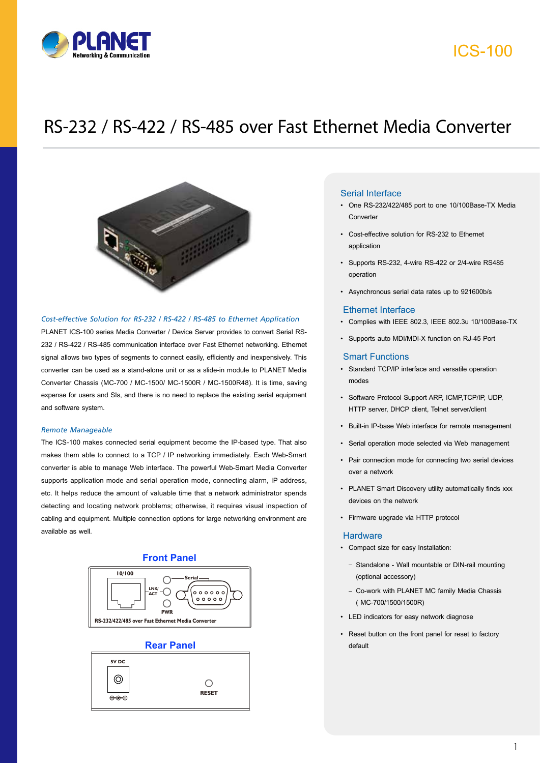ICS-100

# RS-232 / RS-422 / RS-485 over Fast Ethernet Media Converter

### *Cost-effective Solution for RS-232 / RS-422 / RS-485 to Ethernet Application*

PLANET ICS-100 series Media Converter / Device Server provides to convert Serial RS-232 / RS-422 / RS-485 communication interface over Fast Ethernet networking. Ethernet signal allows two types of segments to connect easily, efficiently and inexpensively. This converter can be used as a stand-alone unit or as a slide-in module to PLANET Media Converter Chassis (MC-700 / MC-1500/ MC-1500R / MC-1500R48). It is time, saving expense for users and SIs, and there is no need to replace the existing serial equipment and software system.

### *Remote Manageable*

The ICS-100 makes connected serial equipment become the IP-based type. That also makes them able to connect to a TCP / IP networking immediately. Each Web-Smart converter is able to manage Web interface. The powerful Web-Smart Media Converter supports application mode and serial operation mode, connecting alarm, IP address, etc. It helps reduce the amount of valuable time that a network administrator spends detecting and locating network problems; otherwise, it requires visual inspection of cabling and equipment. Multiple connection options for large networking environment are available as well.

## Front Panel

10/100 — LNK/ACT — PWR — Serial

RS-232/422/485 over Fast Ethernet Media Converter

## Rear Panel

5V DC — RESET

## Serial Interface

- One RS-232/422/485 port to one 10/100Base-TX Media Converter
- Cost-effective solution for RS-232 to Ethernet application
- Supports RS-232, 4-wire RS-422 or 2/4-wire RS485 operation
- Asynchronous serial data rates up to 921600b/s

## Ethernet Interface

- Complies with IEEE 802.3, IEEE 802.3u 10/100Base-TX
- Supports auto MDI/MDI-X function on RJ-45 Port

## Smart Functions

- Standard TCP/IP interface and versatile operation modes
- Software Protocol Support ARP, ICMP,TCP/IP, UDP, HTTP server, DHCP client, Telnet server/client
- Built-in IP-base Web interface for remote management
- Serial operation mode selected via Web management
- Pair connection mode for connecting two serial devices over a network
- PLANET Smart Discovery utility automatically finds xxx devices on the network
- Firmware upgrade via HTTP protocol

## Hardware

- Compact size for easy Installation:
  - Standalone - Wall mountable or DIN-rail mounting (optional accessory)
  - Co-work with PLANET MC family Media Chassis ( MC-700/1500/1500R)
- LED indicators for easy network diagnose
- Reset button on the front panel for reset to factory default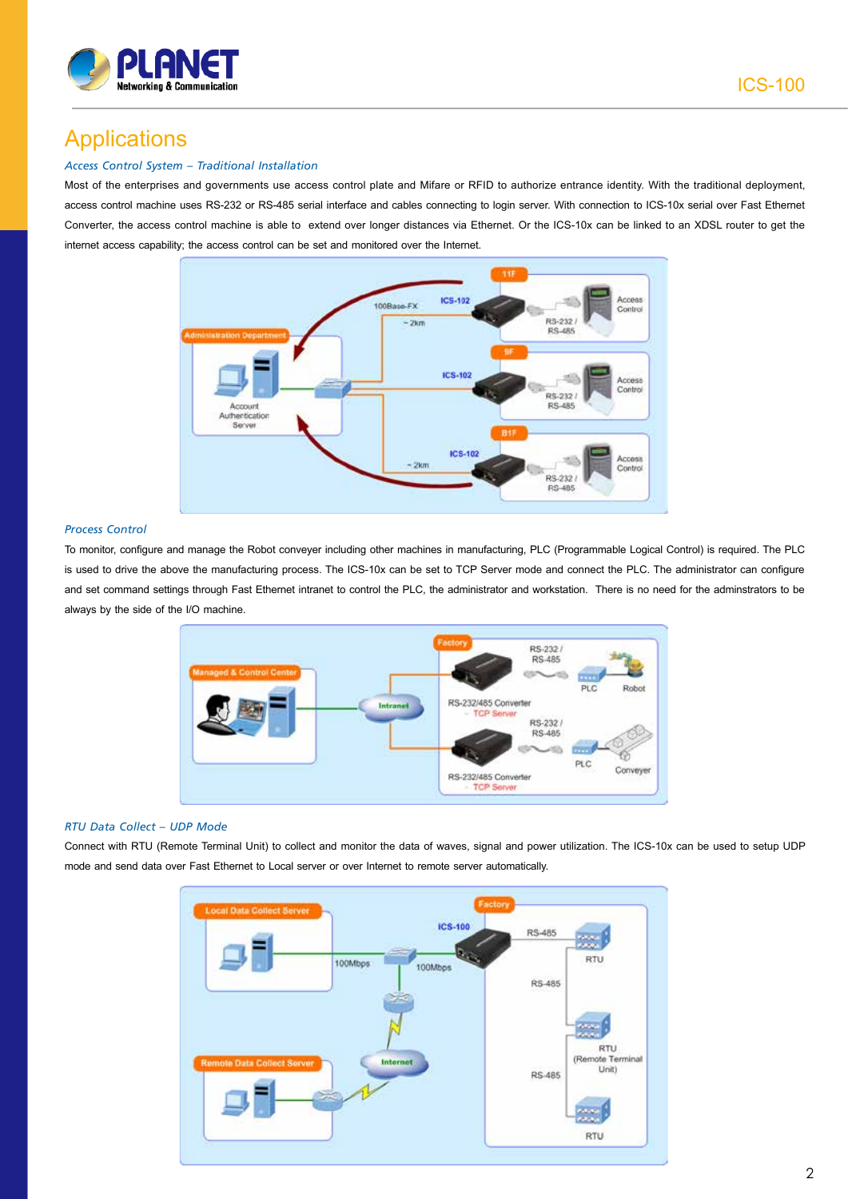# Applications

*Access Control System – Traditional Installation*

Most of the enterprises and governments use access control plate and Mifare or RFID to authorize entrance identity. With the traditional deployment, access control machine uses RS-232 or RS-485 serial interface and cables connecting to login server. With connection to ICS-10x serial over Fast Ethernet Converter, the access control machine is able to extend over longer distances via Ethernet. Or the ICS-10x can be linked to an XDSL router to get the internet access capability; the access control can be set and monitored over the Internet.

*Process Control*

To monitor, configure and manage the Robot conveyer including other machines in manufacturing, PLC (Programmable Logical Control) is required. The PLC is used to drive the above the manufacturing process. The ICS-10x can be set to TCP Server mode and connect the PLC. The administrator can configure and set command settings through Fast Ethernet intranet to control the PLC, the administrator and workstation. There is no need for the adminstrators to be always by the side of the I/O machine.

*RTU Data Collect – UDP Mode*

Connect with RTU (Remote Terminal Unit) to collect and monitor the data of waves, signal and power utilization. The ICS-10x can be used to setup UDP mode and send data over Fast Ethernet to Local server or over Internet to remote server automatically.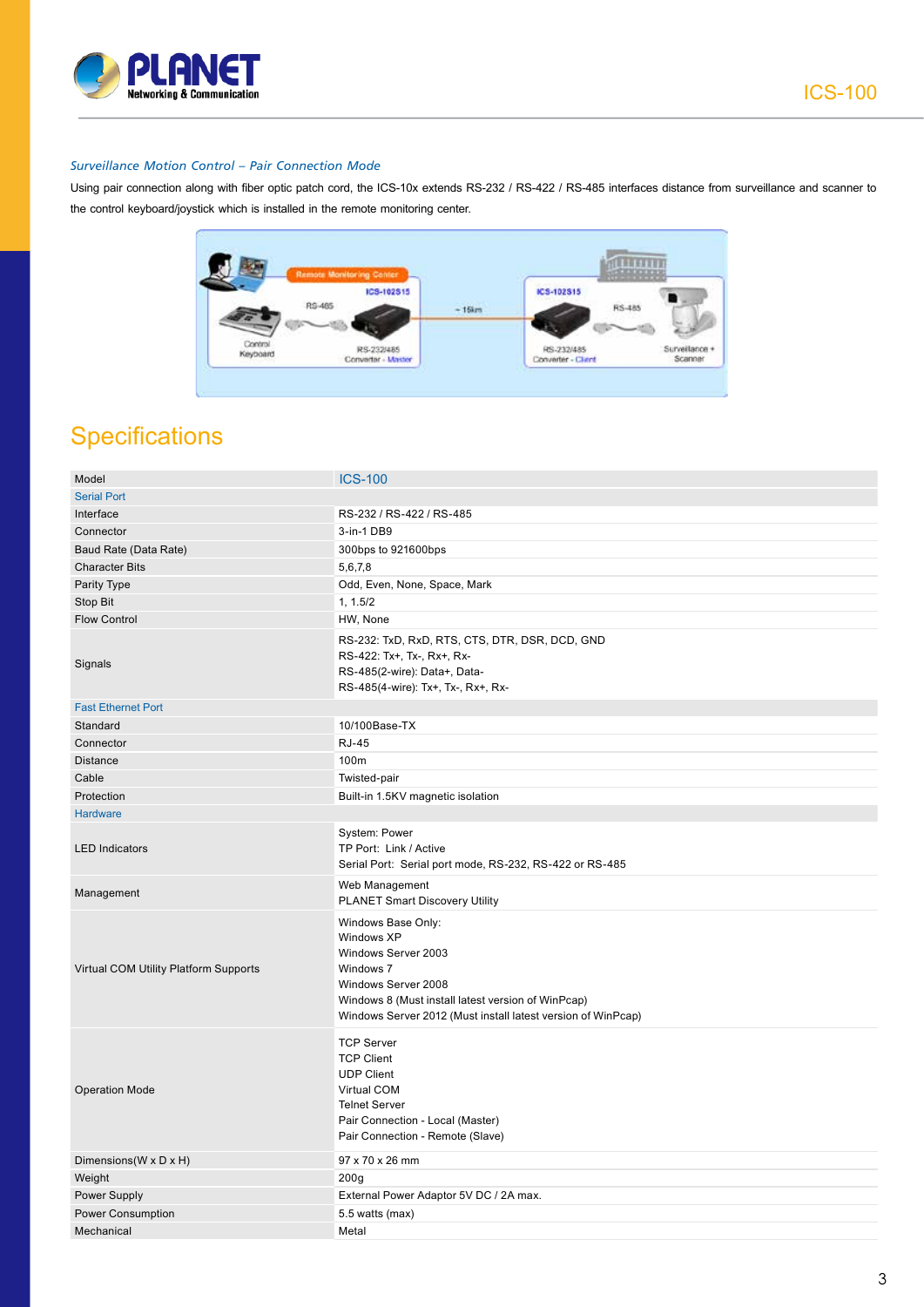### Surveillance Motion Control – Pair Connection Mode

Using pair connection along with fiber optic patch cord, the ICS-10x extends RS-232 / RS-422 / RS-485 interfaces distance from surveillance and scanner to the control keyboard/joystick which is installed in the remote monitoring center.

## Specifications

| Model | ICS-100 |
|---|---|
| **Serial Port** | |
| Interface | RS-232 / RS-422 / RS-485 |
| Connector | 3-in-1 DB9 |
| Baud Rate (Data Rate) | 300bps to 921600bps |
| Character Bits | 5,6,7,8 |
| Parity Type | Odd, Even, None, Space, Mark |
| Stop Bit | 1, 1.5/2 |
| Flow Control | HW, None |
| Signals | RS-232: TxD, RxD, RTS, CTS, DTR, DSR, DCD, GND<br>RS-422: Tx+, Tx-, Rx+, Rx-<br>RS-485(2-wire): Data+, Data-<br>RS-485(4-wire): Tx+, Tx-, Rx+, Rx- |
| **Fast Ethernet Port** | |
| Standard | 10/100Base-TX |
| Connector | RJ-45 |
| Distance | 100m |
| Cable | Twisted-pair |
| Protection | Built-in 1.5KV magnetic isolation |
| **Hardware** | |
| LED Indicators | System: Power<br>TP Port: Link / Active<br>Serial Port: Serial port mode, RS-232, RS-422 or RS-485 |
| Management | Web Management<br>PLANET Smart Discovery Utility |
| Virtual COM Utility Platform Supports | Windows Base Only:<br>Windows XP<br>Windows Server 2003<br>Windows 7<br>Windows Server 2008<br>Windows 8 (Must install latest version of WinPcap)<br>Windows Server 2012 (Must install latest version of WinPcap) |
| Operation Mode | TCP Server<br>TCP Client<br>UDP Client<br>Virtual COM<br>Telnet Server<br>Pair Connection - Local (Master)<br>Pair Connection - Remote (Slave) |
| Dimensions(W x D x H) | 97 x 70 x 26 mm |
| Weight | 200g |
| Power Supply | External Power Adaptor 5V DC / 2A max. |
| Power Consumption | 5.5 watts (max) |
| Mechanical | Metal |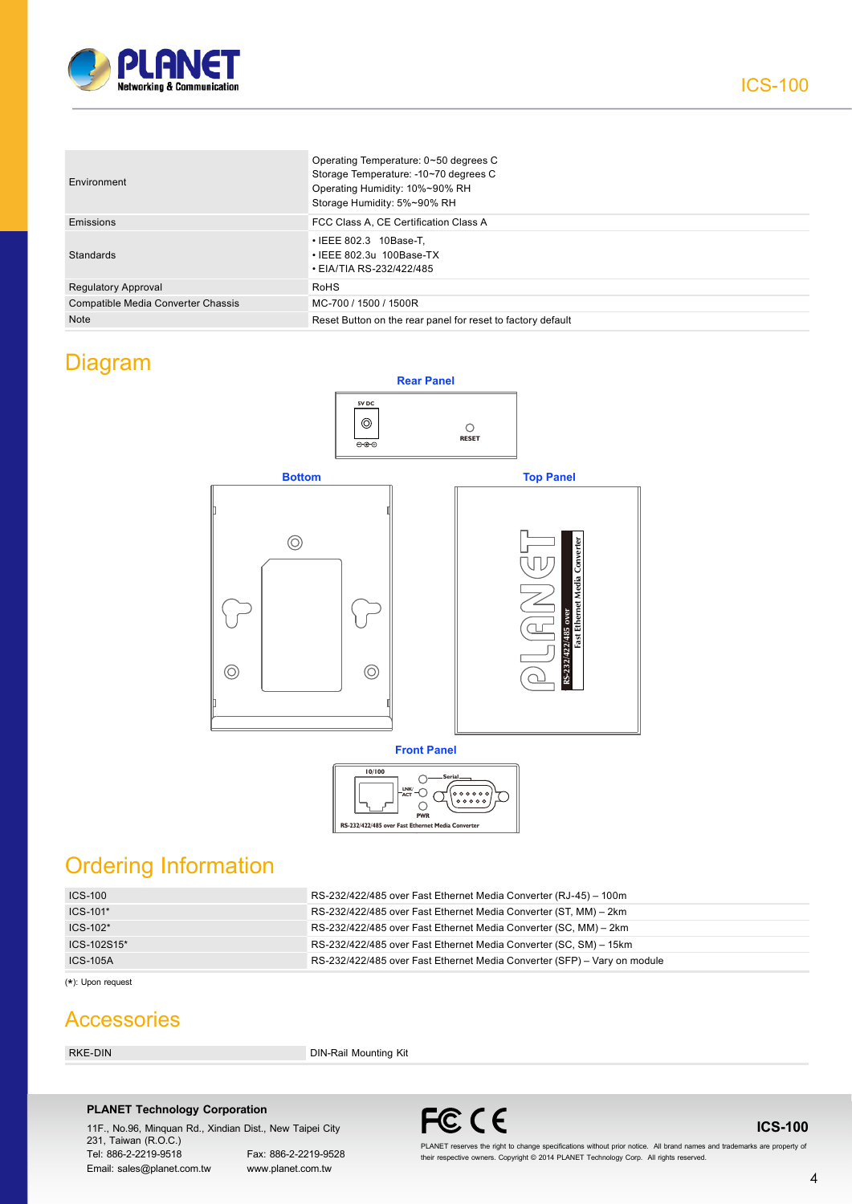| | |
|---|---|
| Environment | Operating Temperature: 0~50 degrees C<br>Storage Temperature: -10~70 degrees C<br>Operating Humidity: 10%~90% RH<br>Storage Humidity: 5%~90% RH |
| Emissions | FCC Class A, CE Certification Class A |
| Standards | • IEEE 802.3 10Base-T,<br>• IEEE 802.3u 100Base-TX<br>• EIA/TIA RS-232/422/485 |
| Regulatory Approval | RoHS |
| Compatible Media Converter Chassis | MC-700 / 1500 / 1500R |
| Note | Reset Button on the rear panel for reset to factory default |

## Diagram

Rear Panel

5V DC

RESET

Bottom

Top Panel

PLANET

RS-232/422/485 over Fast Ethernet Media Converter

Front Panel

10/100

LNK/ACT

Serial

PWR

RS-232/422/485 over Fast Ethernet Media Converter

## Ordering Information

| | |
|---|---|
| ICS-100 | RS-232/422/485 over Fast Ethernet Media Converter (RJ-45) – 100m |
| ICS-101* | RS-232/422/485 over Fast Ethernet Media Converter (ST, MM) – 2km |
| ICS-102* | RS-232/422/485 over Fast Ethernet Media Converter (SC, MM) – 2km |
| ICS-102S15* | RS-232/422/485 over Fast Ethernet Media Converter (SC, SM) – 15km |
| ICS-105A | RS-232/422/485 over Fast Ethernet Media Converter (SFP) – Vary on module |

(*): Upon request

## Accessories

| | |
|---|---|
| RKE-DIN | DIN-Rail Mounting Kit |

**PLANET Technology Corporation**

11F., No.96, Minquan Rd., Xindian Dist., New Taipei City 231, Taiwan (R.O.C.)

Tel: 886-2-2219-9518 Fax: 886-2-2219-9528

Email: sales@planet.com.tw www.planet.com.tw

**ICS-100**

PLANET reserves the right to change specifications without prior notice. All brand names and trademarks are property of their respective owners. Copyright © 2014 PLANET Technology Corp. All rights reserved.